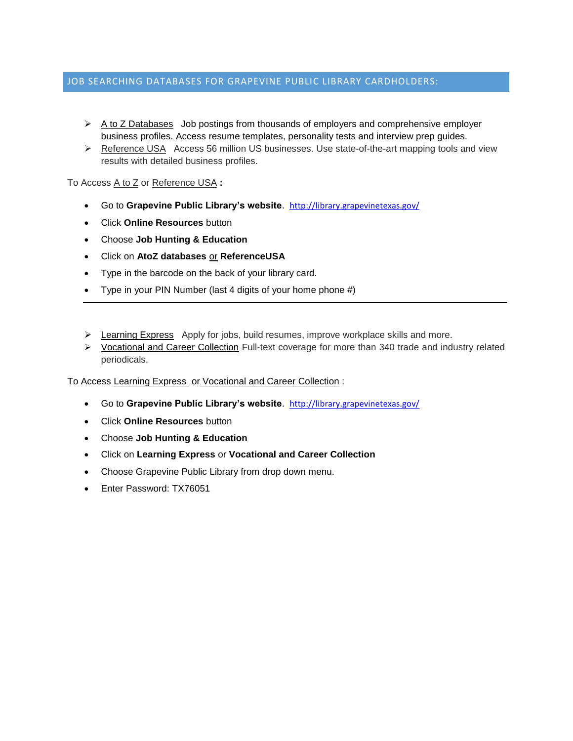## JOB SEARCHING DATABASES FOR GRAPEVINE PUBLIC LIBRARY CARDHOLDERS:

- A to Z Databases  Job postings from thousands of employers and comprehensive employer business profiles. Access resume templates, personality tests and interview prep guides.
- Reference USA  Access 56 million US businesses. Use state-of-the-art mapping tools and view results with detailed business profiles.

To Access A to Z or Reference USA **:**

- Go to **Grapevine Public Library's website**. http://library.grapevinetexas.gov/
- Click **Online Resources** button
- Choose **Job Hunting & Education**
- Click on **AtoZ databases** or **ReferenceUSA**
- Type in the barcode on the back of your library card.
- Type in your PIN Number (last 4 digits of your home phone #)

---

- Learning Express  Apply for jobs, build resumes, improve workplace skills and more.
- Vocational and Career Collection Full-text coverage for more than 340 trade and industry related periodicals.

To Access Learning Express or Vocational and Career Collection :

- Go to **Grapevine Public Library's website**. http://library.grapevinetexas.gov/
- Click **Online Resources** button
- Choose **Job Hunting & Education**
- Click on **Learning Express** or **Vocational and Career Collection**
- Choose Grapevine Public Library from drop down menu.
- Enter Password: TX76051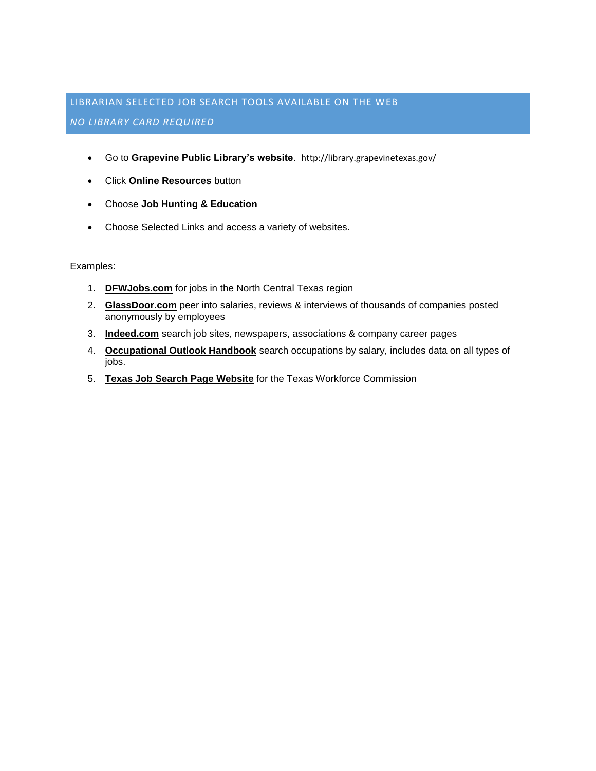## LIBRARIAN SELECTED JOB SEARCH TOOLS AVAILABLE ON THE WEB

*NO LIBRARY CARD REQUIRED*

- Go to **Grapevine Public Library's website**. http://library.grapevinetexas.gov/
- Click **Online Resources** button
- Choose **Job Hunting & Education**
- Choose Selected Links and access a variety of websites.

Examples:

1. **DFWJobs.com** for jobs in the North Central Texas region
2. **GlassDoor.com** peer into salaries, reviews & interviews of thousands of companies posted anonymously by employees
3. **Indeed.com** search job sites, newspapers, associations & company career pages
4. **Occupational Outlook Handbook** search occupations by salary, includes data on all types of jobs.
5. **Texas Job Search Page Website** for the Texas Workforce Commission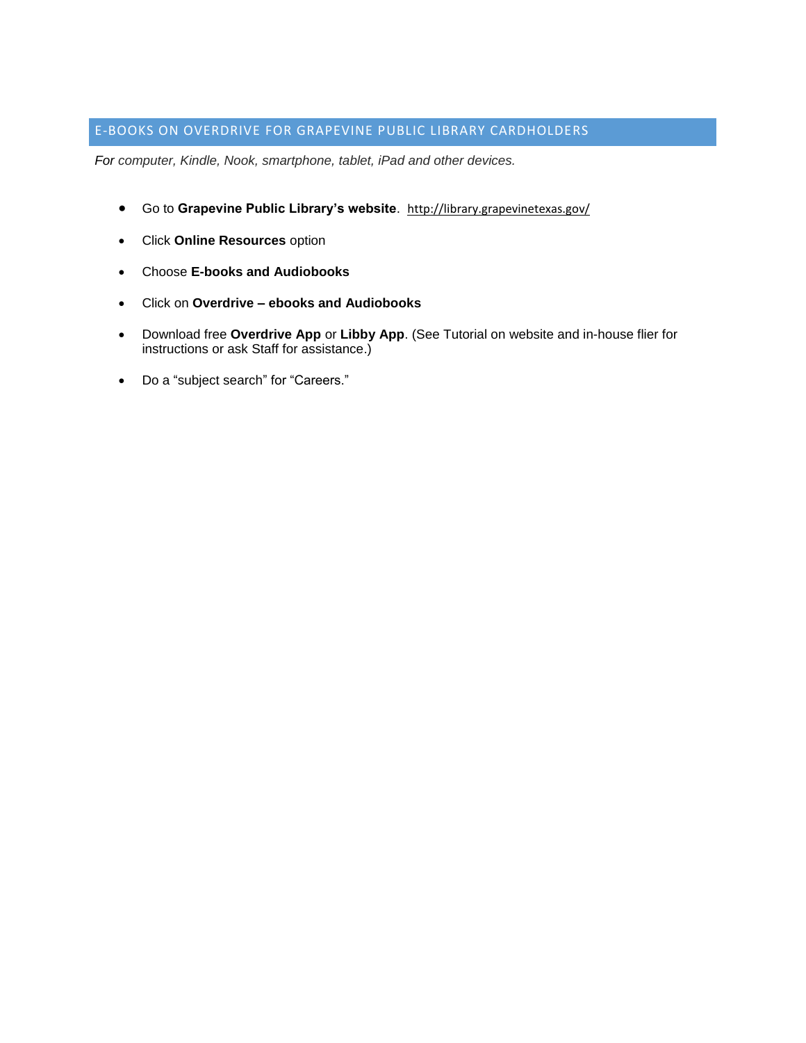## E-BOOKS ON OVERDRIVE FOR GRAPEVINE PUBLIC LIBRARY CARDHOLDERS

*For computer, Kindle, Nook, smartphone, tablet, iPad and other devices.*

- Go to **Grapevine Public Library's website**. http://library.grapevinetexas.gov/
- Click **Online Resources** option
- Choose **E-books and Audiobooks**
- Click on **Overdrive – ebooks and Audiobooks**
- Download free **Overdrive App** or **Libby App**. (See Tutorial on website and in-house flier for instructions or ask Staff for assistance.)
- Do a "subject search" for "Careers."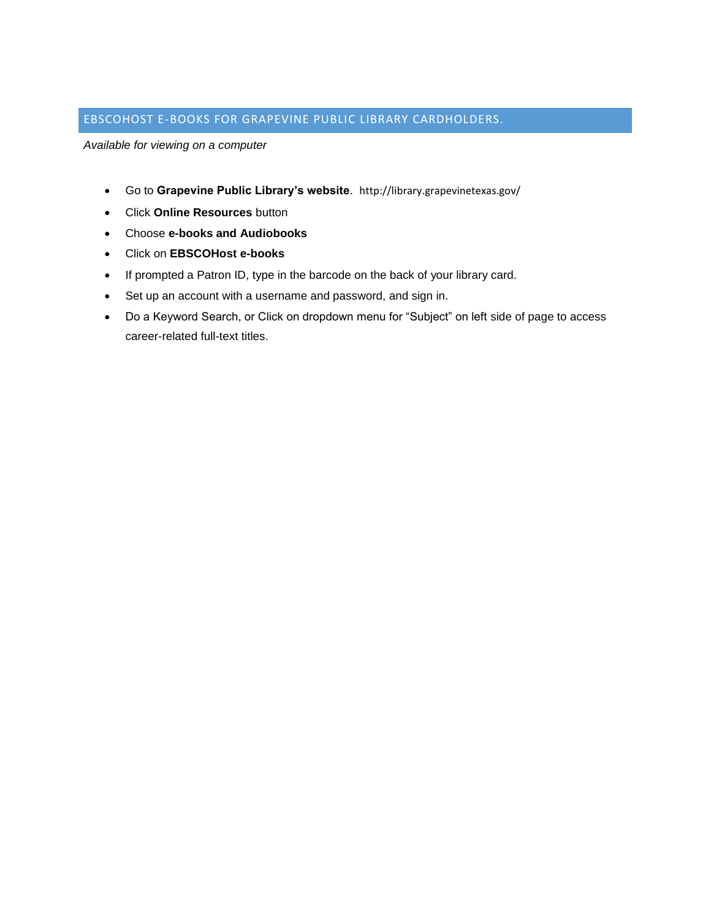## EBSCOHOST E-BOOKS FOR GRAPEVINE PUBLIC LIBRARY CARDHOLDERS.

*Available for viewing on a computer*

- Go to **Grapevine Public Library's website**. http://library.grapevinetexas.gov/
- Click **Online Resources** button
- Choose **e-books and Audiobooks**
- Click on **EBSCOHost e-books**
- If prompted a Patron ID, type in the barcode on the back of your library card.
- Set up an account with a username and password, and sign in.
- Do a Keyword Search, or Click on dropdown menu for "Subject" on left side of page to access career-related full-text titles.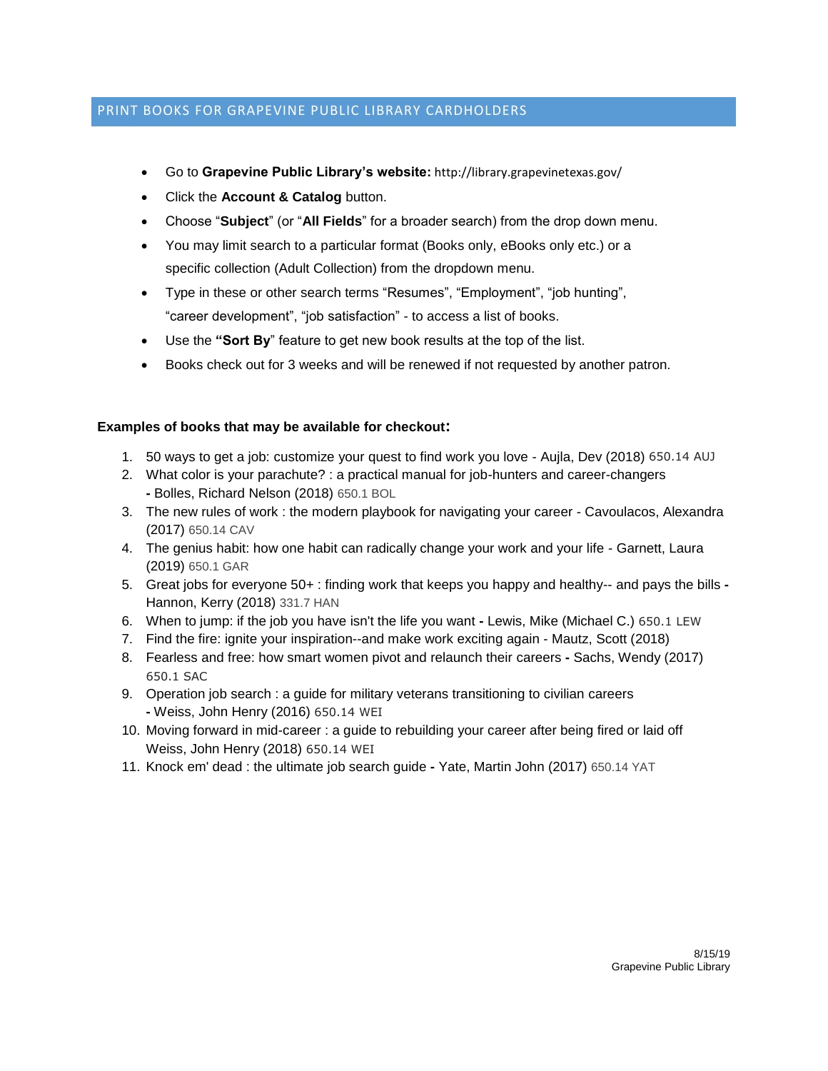## PRINT BOOKS FOR GRAPEVINE PUBLIC LIBRARY CARDHOLDERS

- Go to **Grapevine Public Library's website:** http://library.grapevinetexas.gov/
- Click the **Account & Catalog** button.
- Choose "**Subject**" (or "**All Fields**" for a broader search) from the drop down menu.
- You may limit search to a particular format (Books only, eBooks only etc.) or a specific collection (Adult Collection) from the dropdown menu.
- Type in these or other search terms "Resumes", "Employment", "job hunting", "career development", "job satisfaction" - to access a list of books.
- Use the **"Sort By**" feature to get new book results at the top of the list.
- Books check out for 3 weeks and will be renewed if not requested by another patron.

**Examples of books that may be available for checkout:**

1. 50 ways to get a job: customize your quest to find work you love - Aujla, Dev (2018) 650.14 AUJ
2. What color is your parachute? : a practical manual for job-hunters and career-changers **-** Bolles, Richard Nelson (2018) 650.1 BOL
3. The new rules of work : the modern playbook for navigating your career - Cavoulacos, Alexandra (2017) 650.14 CAV
4. The genius habit: how one habit can radically change your work and your life - Garnett, Laura (2019) 650.1 GAR
5. Great jobs for everyone 50+ : finding work that keeps you happy and healthy-- and pays the bills **-** Hannon, Kerry (2018) 331.7 HAN
6. When to jump: if the job you have isn't the life you want **-** Lewis, Mike (Michael C.) 650.1 LEW
7. Find the fire: ignite your inspiration--and make work exciting again - Mautz, Scott (2018)
8. Fearless and free: how smart women pivot and relaunch their careers **-** Sachs, Wendy (2017) 650.1 SAC
9. Operation job search : a guide for military veterans transitioning to civilian careers **-** Weiss, John Henry (2016) 650.14 WEI
10. Moving forward in mid-career : a guide to rebuilding your career after being fired or laid off Weiss, John Henry (2018) 650.14 WEI
11. Knock em' dead : the ultimate job search guide **-** Yate, Martin John (2017) 650.14 YAT

8/15/19
Grapevine Public Library